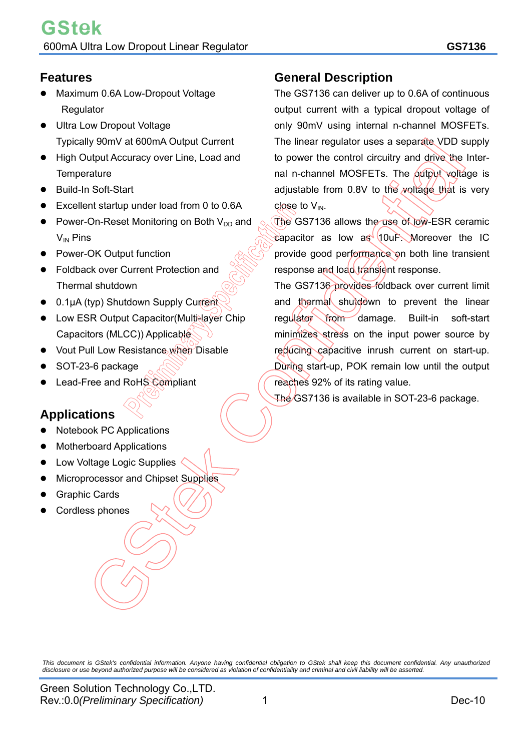# GStek

600mA Ultra Low Dropout Linear Regulator **GS7136**

## Features

- Maximum 0.6A Low-Dropout Voltage Regulator
- Ultra Low Dropout Voltage
  Typically 90mV at 600mA Output Current
- High Output Accuracy over Line, Load and Temperature
- Build-In Soft-Start
- Excellent startup under load from 0 to 0.6A
- Power-On-Reset Monitoring on Both $V_{DD}$ and $V_{IN}$ Pins
- Power-OK Output function
- Foldback over Current Protection and Thermal shutdown
- 0.1μA (typ) Shutdown Supply Current
- Low ESR Output Capacitor(Multi-layer Chip Capacitors (MLCC)) Applicable
- Vout Pull Low Resistance when Disable
- SOT-23-6 package
- Lead-Free and RoHS Compliant

## Applications

- Notebook PC Applications
- Motherboard Applications
- Low Voltage Logic Supplies
- Microprocessor and Chipset Supplies
- Graphic Cards
- Cordless phones

## General Description

The GS7136 can deliver up to 0.6A of continuous output current with a typical dropout voltage of only 90mV using internal n-channel MOSFETs. The linear regulator uses a separate VDD supply to power the control circuitry and drive the Internal n-channel MOSFETs. The output voltage is adjustable from 0.8V to the voltage that is very close to $V_{IN}$.

The GS7136 allows the use of low-ESR ceramic capacitor as low as 10uF. Moreover the IC provide good performance on both line transient response and load transient response.

The GS7136 provides foldback over current limit and thermal shutdown to prevent the linear regulator from damage. Built-in soft-start minimizes stress on the input power source by reducing capacitive inrush current on start-up. During start-up, POK remain low until the output reaches 92% of its rating value.

The GS7136 is available in SOT-23-6 package.

*This document is GStek's confidential information. Anyone having confidential obligation to GStek shall keep this document confidential. Any unauthorized disclosure or use beyond authorized purpose will be considered as violation of confidentiality and criminal and civil liability will be asserted.*

Green Solution Technology Co.,LTD.
Rev.:0.0*(Preliminary Specification)* Dec-10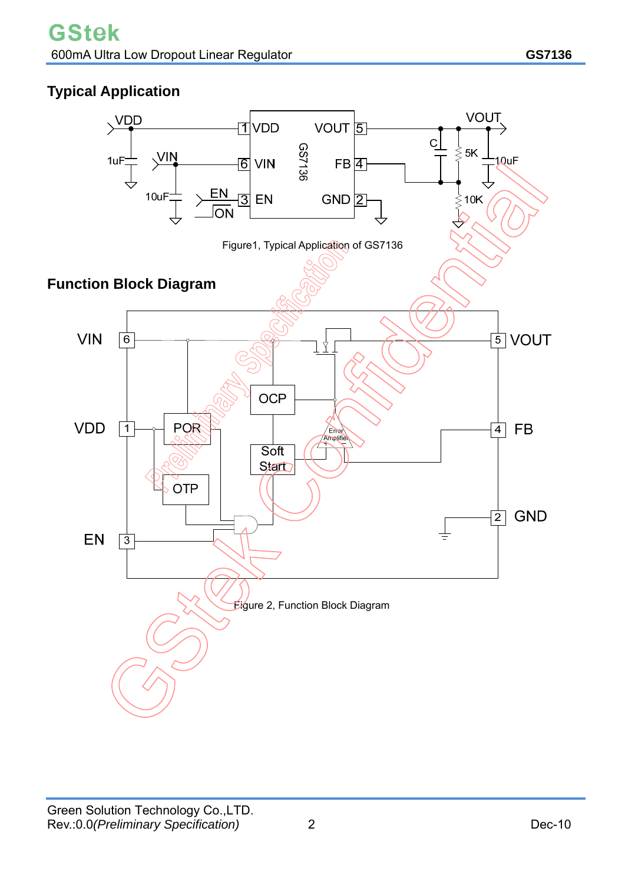## Typical Application

Figure1, Typical Application of GS7136

## Function Block Diagram

Figure 2, Function Block Diagram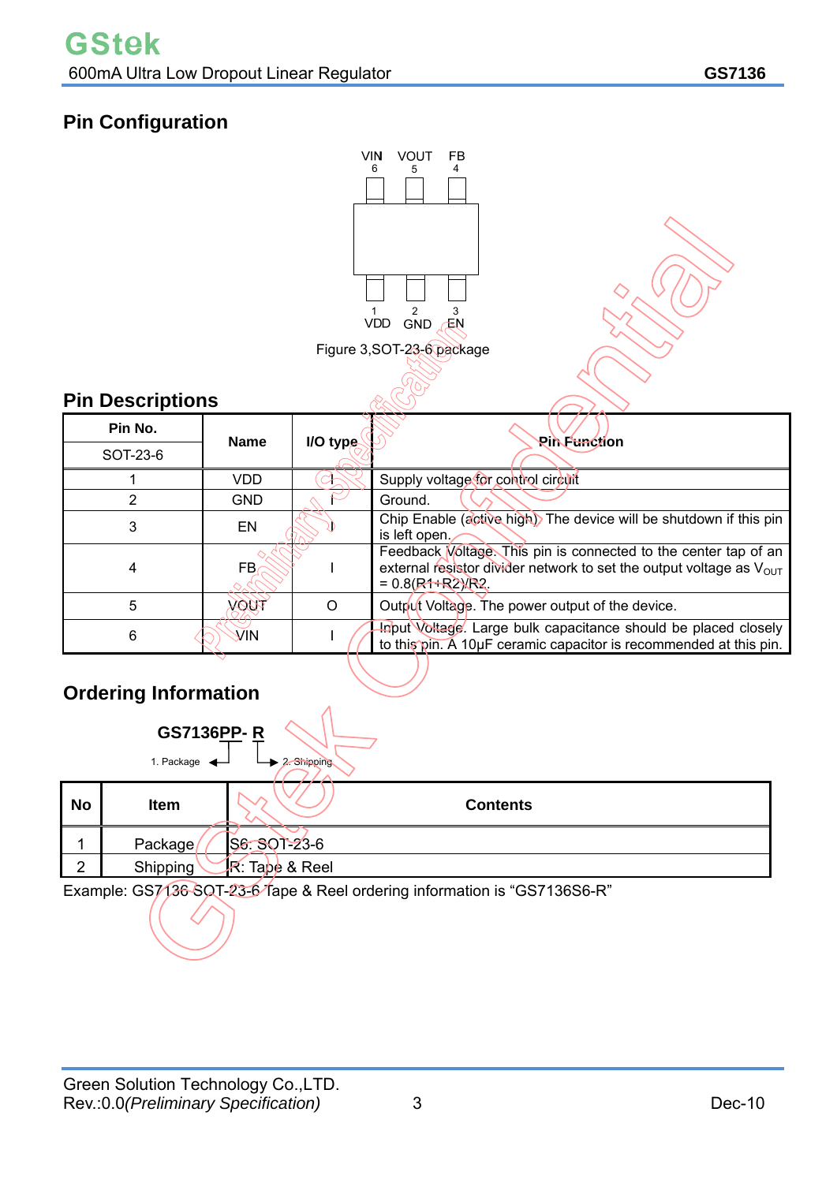## Pin Configuration

VIN 6 VOUT 5 FB 4

1 VDD 2 GND 3 EN

Figure 3,SOT-23-6 package

## Pin Descriptions

| Pin No. | Name | I/O type | Pin Function |
|---|---|---|---|
| SOT-23-6 | | | |
| 1 | VDD | I | Supply voltage for control circuit |
| 2 | GND | I | Ground. |
| 3 | EN | I | Chip Enable (active high). The device will be shutdown if this pin is left open. |
| 4 | FB | I | Feedback Voltage. This pin is connected to the center tap of an external resistor divider network to set the output voltage as $V_{OUT}$ = 0.8(R1+R2)/R2. |
| 5 | VOUT | O | Output Voltage. The power output of the device. |
| 6 | VIN | I | Input Voltage. Large bulk capacitance should be placed closely to this pin. A 10µF ceramic capacitor is recommended at this pin. |

## Ordering Information

**GS7136PP- R**

1. Package
2. Shipping

| No | Item | Contents |
|---|---|---|
| 1 | Package | S6: SOT-23-6 |
| 2 | Shipping | R: Tape & Reel |

Example: GS7136 SOT-23-6 Tape & Reel ordering information is “GS7136S6-R”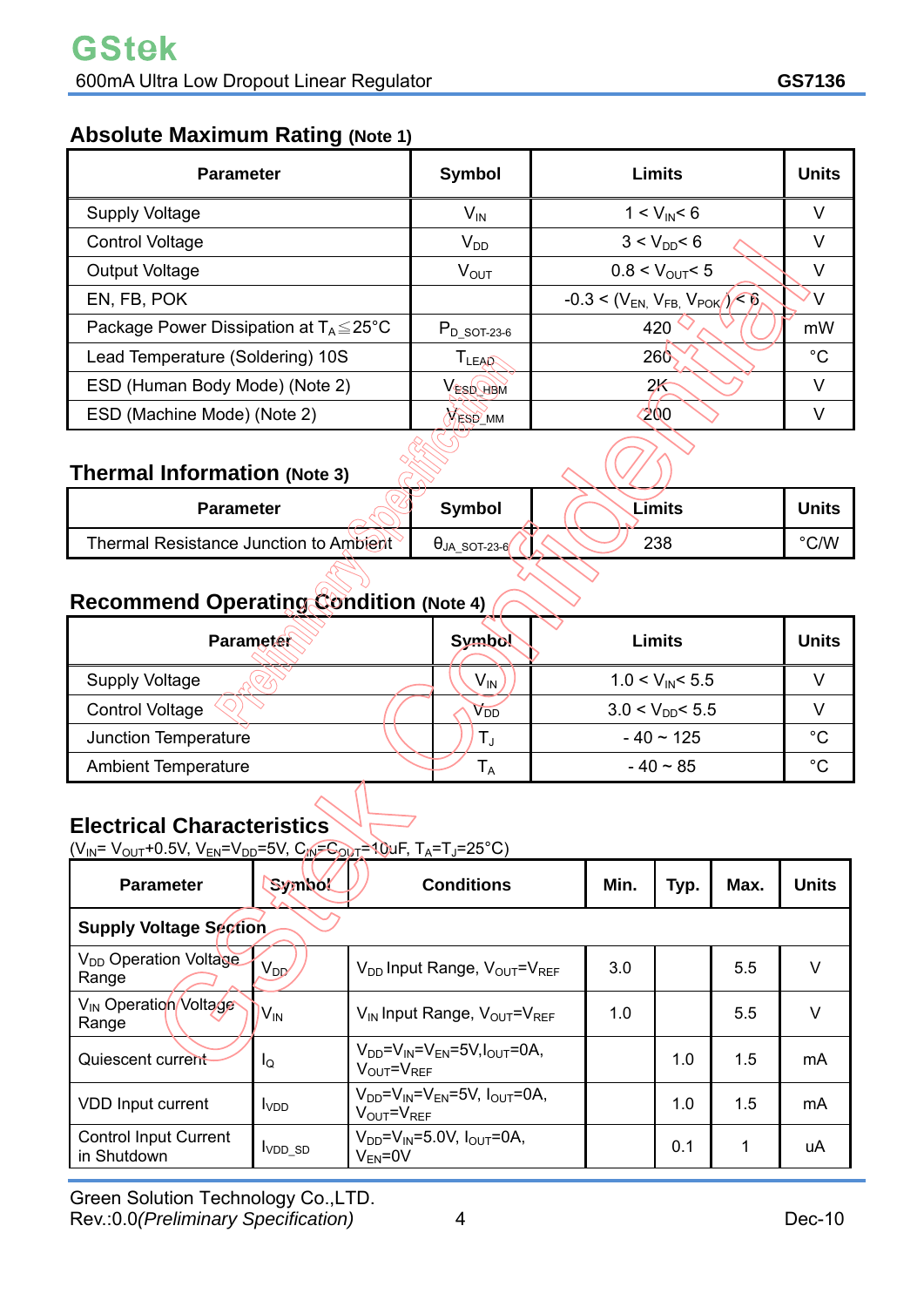## Absolute Maximum Rating (Note 1)

| Parameter | Symbol | Limits | Units |
|---|---|---|---|
| Supply Voltage | $V_{IN}$ | 1 < $V_{IN}$< 6 | V |
| Control Voltage | $V_{DD}$ | 3 < $V_{DD}$< 6 | V |
| Output Voltage | $V_{OUT}$ | 0.8 < $V_{OUT}$< 5 | V |
| EN, FB, POK | | -0.3 < ($V_{EN,}$ $V_{FB,}$ $V_{POK}$ ) < 6 | V |
| Package Power Dissipation at $T_A$≦25°C | $P_{D\_SOT-23-6}$ | 420 | mW |
| Lead Temperature (Soldering) 10S | $T_{LEAD}$ | 260 | °C |
| ESD (Human Body Mode) (Note 2) | $V_{ESD\_HBM}$ | 2K | V |
| ESD (Machine Mode) (Note 2) | $V_{ESD\_MM}$ | 200 | V |

## Thermal Information (Note 3)

| Parameter | Symbol | Limits | Units |
|---|---|---|---|
| Thermal Resistance Junction to Ambient | $\theta_{JA\_SOT-23-6}$ | 238 | °C/W |

## Recommend Operating Condition (Note 4)

| Parameter | Symbol | Limits | Units |
|---|---|---|---|
| Supply Voltage | $V_{IN}$ | 1.0 < $V_{IN}$< 5.5 | V |
| Control Voltage | $V_{DD}$ | 3.0 < $V_{DD}$< 5.5 | V |
| Junction Temperature | $T_J$ | - 40 ~ 125 | °C |
| Ambient Temperature | $T_A$ | - 40 ~ 85 | °C |

## Electrical Characteristics

($V_{IN}$= $V_{OUT}$+0.5V, $V_{EN}$=$V_{DD}$=5V, $C_{IN}$=$C_{OUT}$=10uF, $T_A$=$T_J$=25°C)

| Parameter | Symbol | Conditions | Min. | Typ. | Max. | Units |
|---|---|---|---|---|---|---|
| **Supply Voltage Section** | | | | | | |
| $V_{DD}$ Operation Voltage Range | $V_{DD}$ | $V_{DD}$ Input Range, $V_{OUT}$=$V_{REF}$ | 3.0 | | 5.5 | V |
| $V_{IN}$ Operation Voltage Range | $V_{IN}$ | $V_{IN}$ Input Range, $V_{OUT}$=$V_{REF}$ | 1.0 | | 5.5 | V |
| Quiescent current | $I_Q$ | $V_{DD}$=$V_{IN}$=$V_{EN}$=5V,$I_{OUT}$=0A, $V_{OUT}$=$V_{REF}$ | | 1.0 | 1.5 | mA |
| VDD Input current | $I_{VDD}$ | $V_{DD}$=$V_{IN}$=$V_{EN}$=5V, $I_{OUT}$=0A, $V_{OUT}$=$V_{REF}$ | | 1.0 | 1.5 | mA |
| Control Input Current in Shutdown | $I_{VDD\_SD}$ | $V_{DD}$=$V_{IN}$=5.0V, $I_{OUT}$=0A, $V_{EN}$=0V | | 0.1 | 1 | uA |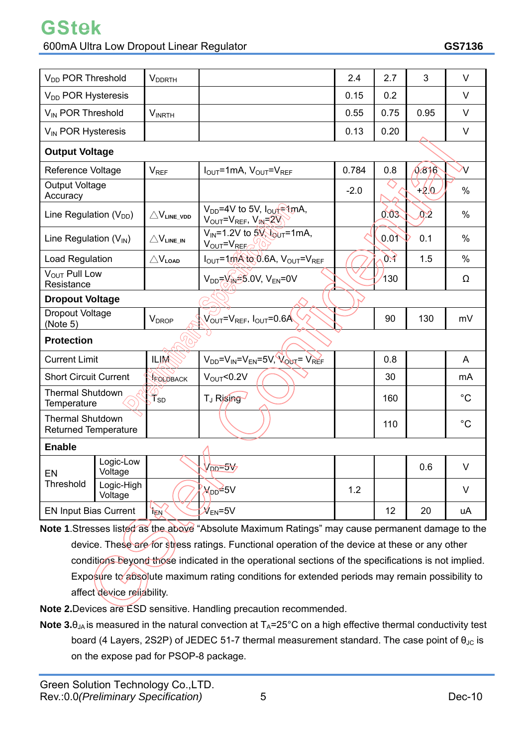| | | | | | | |
|---|---|---|---|---|---|---|
| $V_{DD}$ POR Threshold | $V_{DDRTH}$ | | 2.4 | 2.7 | 3 | V |
| $V_{DD}$ POR Hysteresis | | | 0.15 | 0.2 | | V |
| $V_{IN}$ POR Threshold | $V_{INRTH}$ | | 0.55 | 0.75 | 0.95 | V |
| $V_{IN}$ POR Hysteresis | | | 0.13 | 0.20 | | V |
| **Output Voltage** | | | | | | |
| Reference Voltage | $V_{REF}$ | $I_{OUT}$=1mA, $V_{OUT}$=$V_{REF}$ | 0.784 | 0.8 | 0.816 | V |
| Output Voltage Accuracy | | | -2.0 | | +2.0 | % |
| Line Regulation ($V_{DD}$) | $\triangle V_{LINE\_VDD}$ | $V_{DD}$=4V to 5V, $I_{OUT}$=1mA, $V_{OUT}$=$V_{REF}$, $V_{IN}$=2V | | 0.03 | 0.2 | % |
| Line Regulation ($V_{IN}$) | $\triangle V_{LINE\_IN}$ | $V_{IN}$=1.2V to 5V, $I_{OUT}$=1mA, $V_{OUT}$=$V_{REF}$ | | 0.01 | 0.1 | % |
| Load Regulation | $\triangle V_{LOAD}$ | $I_{OUT}$=1mA to 0.6A, $V_{OUT}$=$V_{REF}$ | | 0.1 | 1.5 | % |
| $V_{OUT}$ Pull Low Resistance | | $V_{DD}$=$V_{IN}$=5.0V, $V_{EN}$=0V | | 130 | | Ω |
| **Dropout Voltage** | | | | | | |
| Dropout Voltage (Note 5) | $V_{DROP}$ | $V_{OUT}$=$V_{REF}$, $I_{OUT}$=0.6A | | 90 | 130 | mV |
| **Protection** | | | | | | |
| Current Limit | ILIM | $V_{DD}$=$V_{IN}$=$V_{EN}$=5V, $V_{OUT}$= $V_{REF}$ | | 0.8 | | A |
| Short Circuit Current | $I_{FOLDBACK}$ | $V_{OUT}$<0.2V | | 30 | | mA |
| Thermal Shutdown Temperature | $T_{SD}$ | $T_J$ Rising | | 160 | | °C |
| Thermal Shutdown Returned Temperature | | | | 110 | | °C |
| **Enable** | | | | | | |
| EN Threshold – Logic-Low Voltage | | $V_{DD}$=5V | | | 0.6 | V |
| EN Threshold – Logic-High Voltage | | $V_{DD}$=5V | 1.2 | | | V |
| EN Input Bias Current | $I_{EN}$ | $V_{EN}$=5V | | 12 | 20 | uA |

**Note 1.** Stresses listed as the above "Absolute Maximum Ratings" may cause permanent damage to the device. These are for stress ratings. Functional operation of the device at these or any other conditions beyond those indicated in the operational sections of the specifications is not implied. Exposure to absolute maximum rating conditions for extended periods may remain possibility to affect device reliability.

**Note 2.** Devices are ESD sensitive. Handling precaution recommended.

**Note 3.** $\theta_{JA}$ is measured in the natural convection at $T_A$=25°C on a high effective thermal conductivity test board (4 Layers, 2S2P) of JEDEC 51-7 thermal measurement standard. The case point of $\theta_{JC}$ is on the expose pad for PSOP-8 package.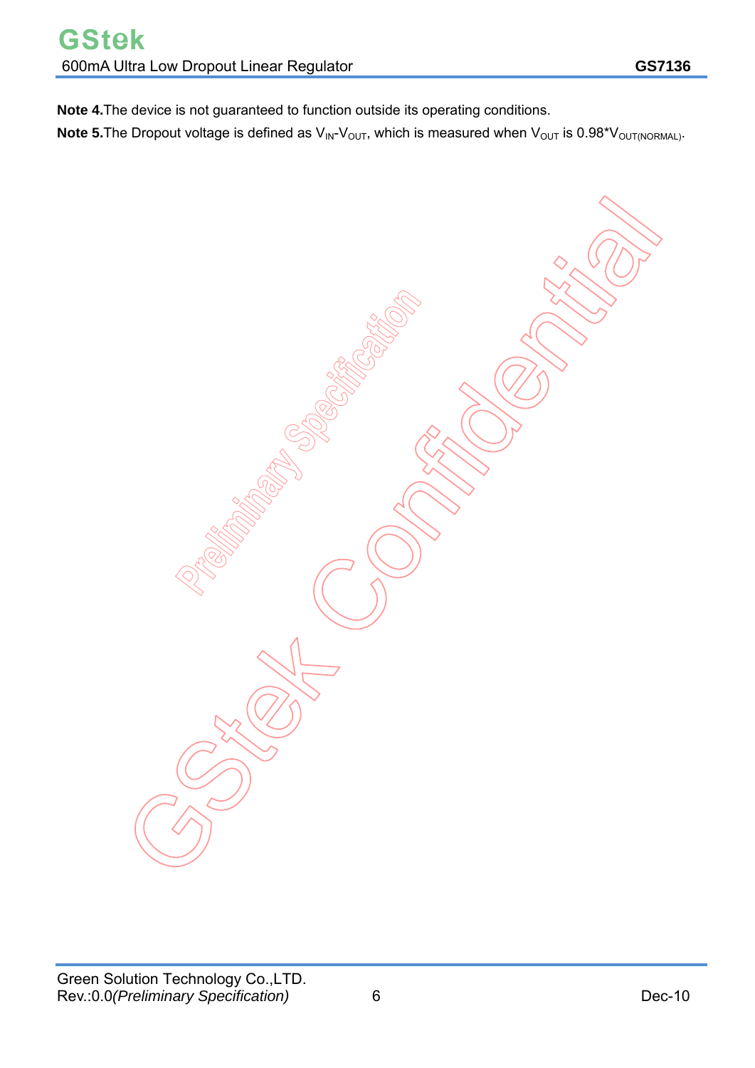**Note 4.** The device is not guaranteed to function outside its operating conditions.

**Note 5.** The Dropout voltage is defined as $V_{IN}$-$V_{OUT}$, which is measured when $V_{OUT}$ is 0.98*$V_{OUT(NORMAL)}$.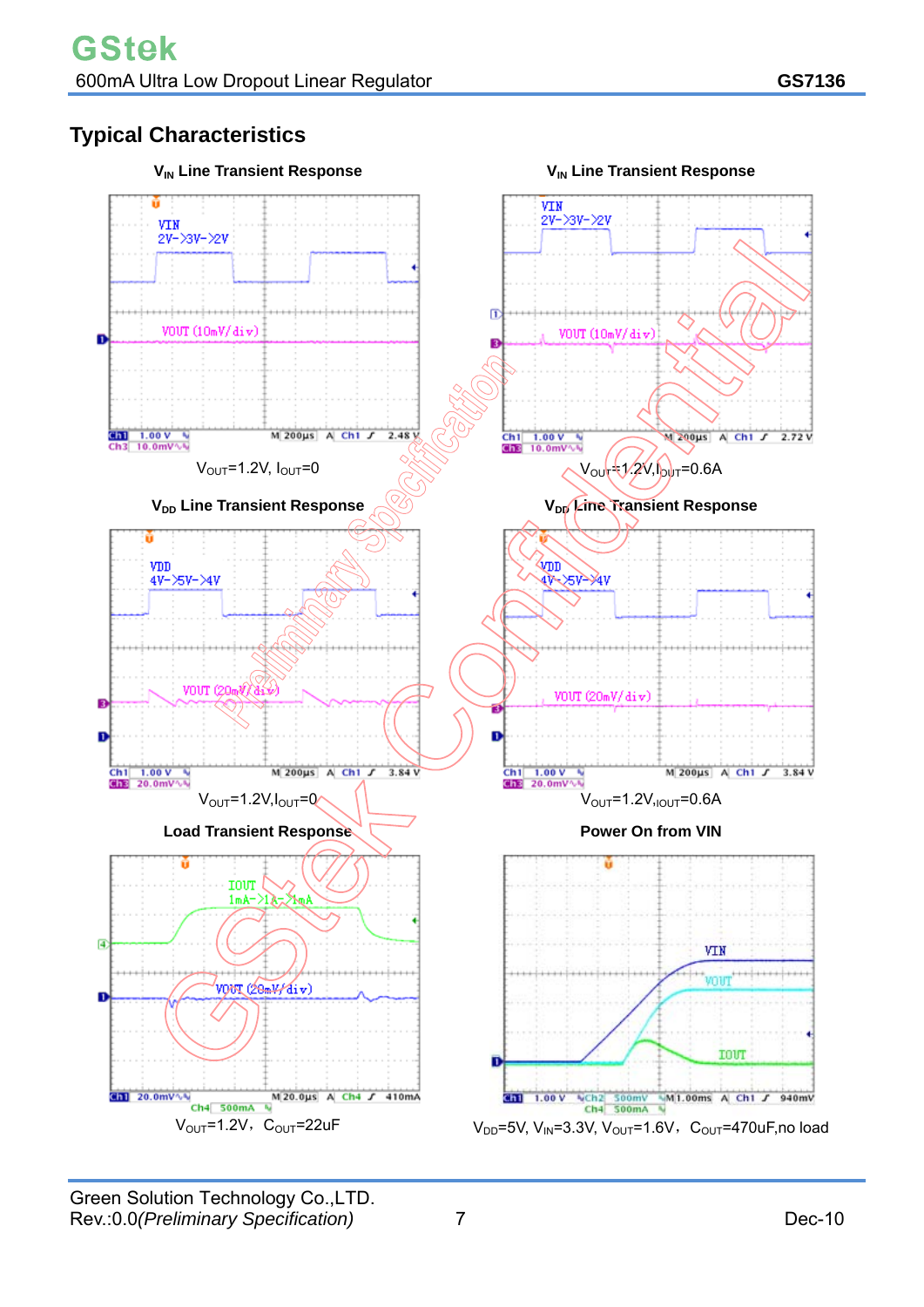## Typical Characteristics

**$V_{IN}$ Line Transient Response**

$V_{OUT}$=1.2V, $I_{OUT}$=0

**$V_{IN}$ Line Transient Response**

$V_{OUT}$=1.2V, $I_{OUT}$=0.6A

**$V_{DD}$ Line Transient Response**

$V_{OUT}$=1.2V, $I_{OUT}$=0

**$V_{DD}$ Line Transient Response**

$V_{OUT}$=1.2V, $I_{OUT}$=0.6A

**Load Transient Response**

$V_{OUT}$=1.2V，$C_{OUT}$=22uF

**Power On from VIN**

$V_{DD}$=5V, $V_{IN}$=3.3V, $V_{OUT}$=1.6V，$C_{OUT}$=470uF,no load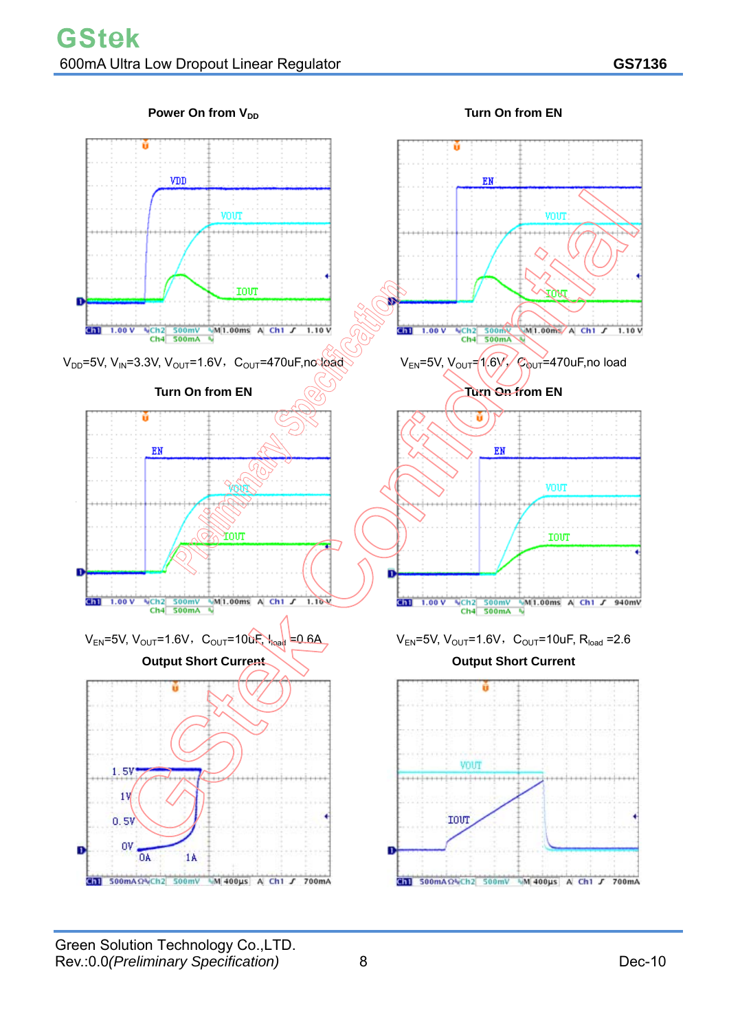**Power On from $V_{DD}$**

$V_{DD}$=5V, $V_{IN}$=3.3V, $V_{OUT}$=1.6V, $C_{OUT}$=470uF,no load

**Turn On from EN**

$V_{EN}$=5V, $V_{OUT}$=1.6V, $C_{OUT}$=470uF,no load

**Turn On from EN**

$V_{EN}$=5V, $V_{OUT}$=1.6V, $C_{OUT}$=10uF, $I_{load}$ =0.6A

**Turn On from EN**

$V_{EN}$=5V, $V_{OUT}$=1.6V, $C_{OUT}$=10uF, $R_{load}$ =2.6

**Output Short Current**

**Output Short Current**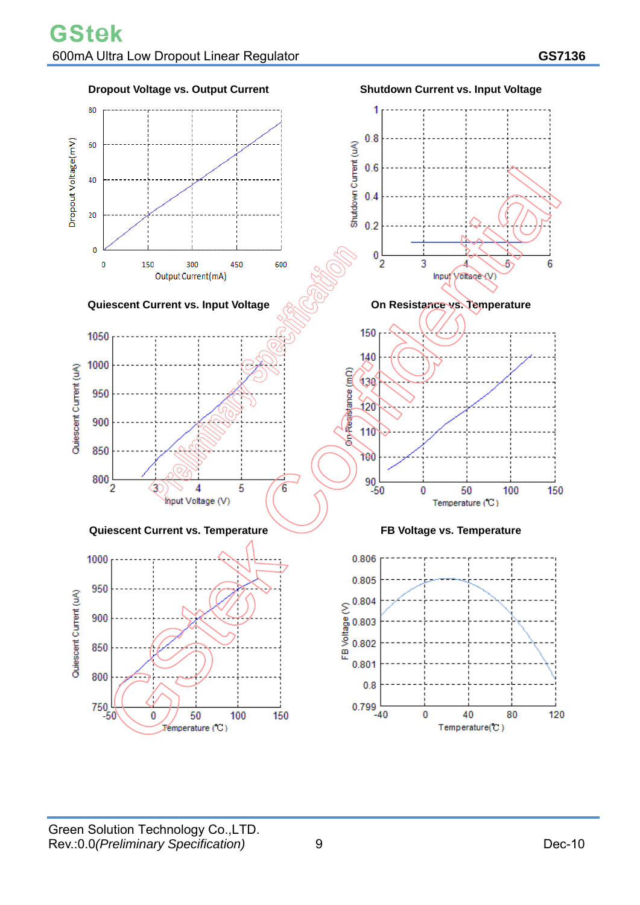**Dropout Voltage vs. Output Current**

**Shutdown Current vs. Input Voltage**

**Quiescent Current vs. Input Voltage**

**On Resistance vs. Temperature**

**Quiescent Current vs. Temperature**

**FB Voltage vs. Temperature**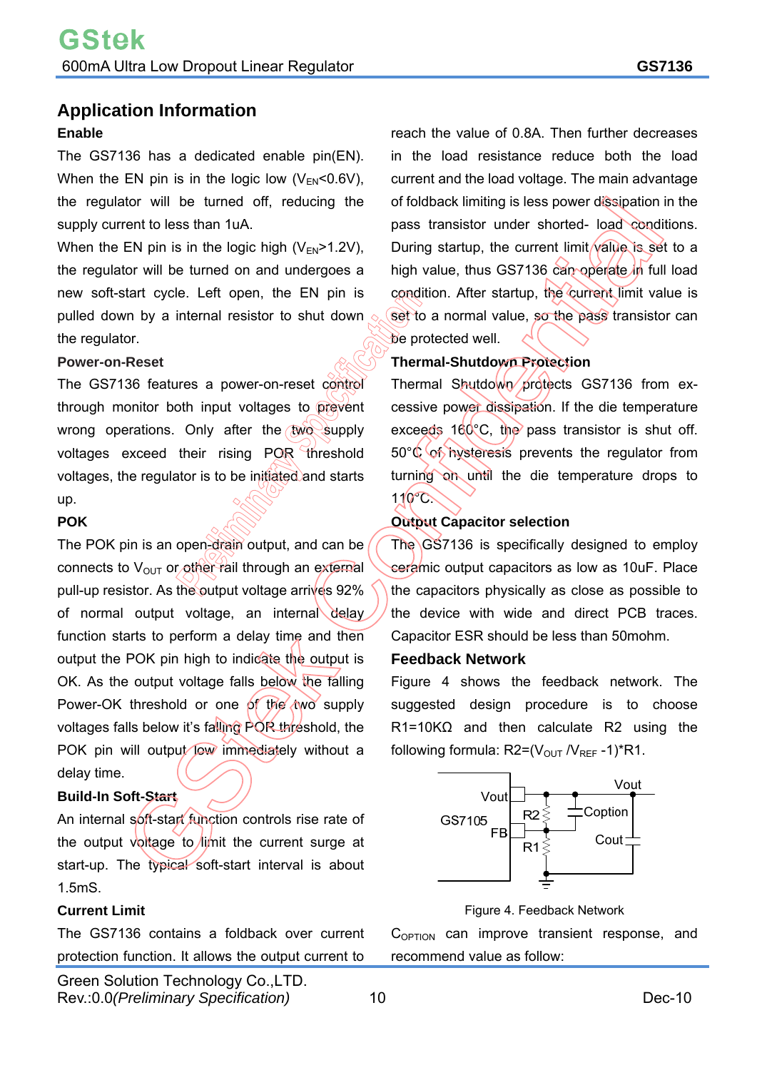## Application Information

### Enable

The GS7136 has a dedicated enable pin(EN). When the EN pin is in the logic low ($V_{EN}$<0.6V), the regulator will be turned off, reducing the supply current to less than 1uA.

When the EN pin is in the logic high ($V_{EN}$>1.2V), the regulator will be turned on and undergoes a new soft-start cycle. Left open, the EN pin is pulled down by a internal resistor to shut down the regulator.

### Power-on-Reset

The GS7136 features a power-on-reset control through monitor both input voltages to prevent wrong operations. Only after the two supply voltages exceed their rising POR threshold voltages, the regulator is to be initiated and starts up.

### POK

The POK pin is an open-drain output, and can be connects to $V_{OUT}$ or other rail through an external pull-up resistor. As the output voltage arrives 92% of normal output voltage, an internal delay function starts to perform a delay time and then output the POK pin high to indicate the output is OK. As the output voltage falls below the falling Power-OK threshold or one of the two supply voltages falls below it's falling POR threshold, the POK pin will output low immediately without a delay time.

### Build-In Soft-Start

An internal soft-start function controls rise rate of the output voltage to limit the current surge at start-up. The typical soft-start interval is about 1.5mS.

### Current Limit

The GS7136 contains a foldback over current protection function. It allows the output current to reach the value of 0.8A. Then further decreases in the load resistance reduce both the load current and the load voltage. The main advantage of foldback limiting is less power dissipation in the pass transistor under shorted- load conditions. During startup, the current limit value is set to a high value, thus GS7136 can operate in full load condition. After startup, the current limit value is set to a normal value, so the pass transistor can be protected well.

### Thermal-Shutdown Protection

Thermal Shutdown protects GS7136 from excessive power dissipation. If the die temperature exceeds 160°C, the pass transistor is shut off. 50°C of hysteresis prevents the regulator from turning on until the die temperature drops to 110°C.

### Output Capacitor selection

The GS7136 is specifically designed to employ ceramic output capacitors as low as 10uF. Place the capacitors physically as close as possible to the device with wide and direct PCB traces. Capacitor ESR should be less than 50mohm.

### Feedback Network

Figure 4 shows the feedback network. The suggested design procedure is to choose R1=10KΩ and then calculate R2 using the following formula: $R2=(V_{OUT}/V_{REF}-1)*R1$.

Figure 4. Feedback Network

$C_{OPTION}$ can improve transient response, and recommend value as follow: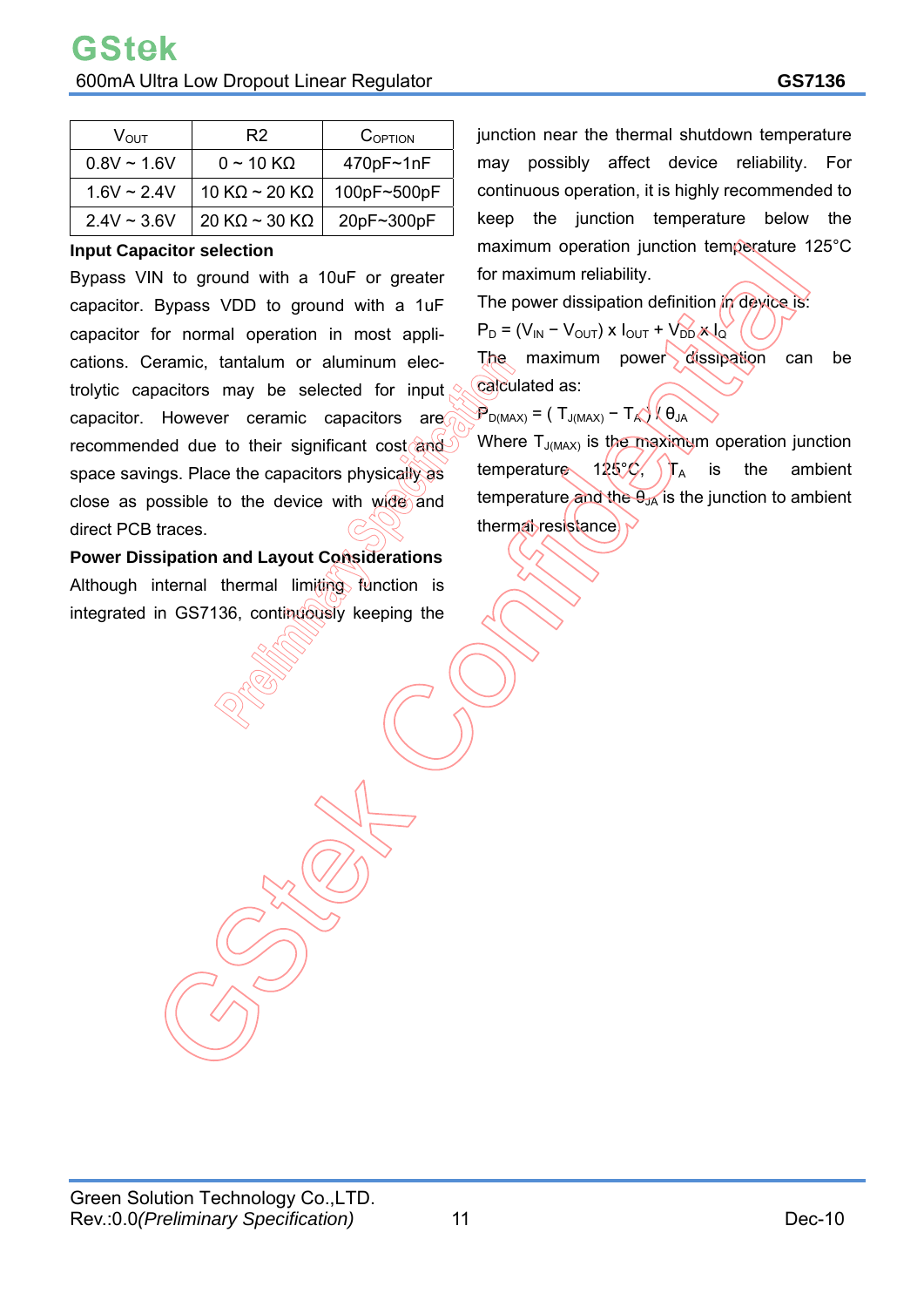| $V_{OUT}$ | R2 | $C_{OPTION}$ |
|---|---|---|
| 0.8V ~ 1.6V | 0 ~ 10 KΩ | 470pF~1nF |
| 1.6V ~ 2.4V | 10 KΩ ~ 20 KΩ | 100pF~500pF |
| 2.4V ~ 3.6V | 20 KΩ ~ 30 KΩ | 20pF~300pF |

**Input Capacitor selection**

Bypass VIN to ground with a 10uF or greater capacitor. Bypass VDD to ground with a 1uF capacitor for normal operation in most applications. Ceramic, tantalum or aluminum electrolytic capacitors may be selected for input capacitor. However ceramic capacitors are recommended due to their significant cost and space savings. Place the capacitors physically as close as possible to the device with wide and direct PCB traces.

**Power Dissipation and Layout Considerations**

Although internal thermal limiting function is integrated in GS7136, continuously keeping the junction near the thermal shutdown temperature may possibly affect device reliability. For continuous operation, it is highly recommended to keep the junction temperature below the maximum operation junction temperature 125°C for maximum reliability.

The power dissipation definition in device is:

$P_D = (V_{IN} - V_{OUT}) \times I_{OUT} + V_{DD} \times I_Q$

The maximum power dissipation can be calculated as:

$P_{D(MAX)} = (T_{J(MAX)} - T_A) / \theta_{JA}$

Where $T_{J(MAX)}$ is the maximum operation junction temperature 125°C, $T_A$ is the ambient temperature and the $\theta_{JA}$ is the junction to ambient thermal resistance.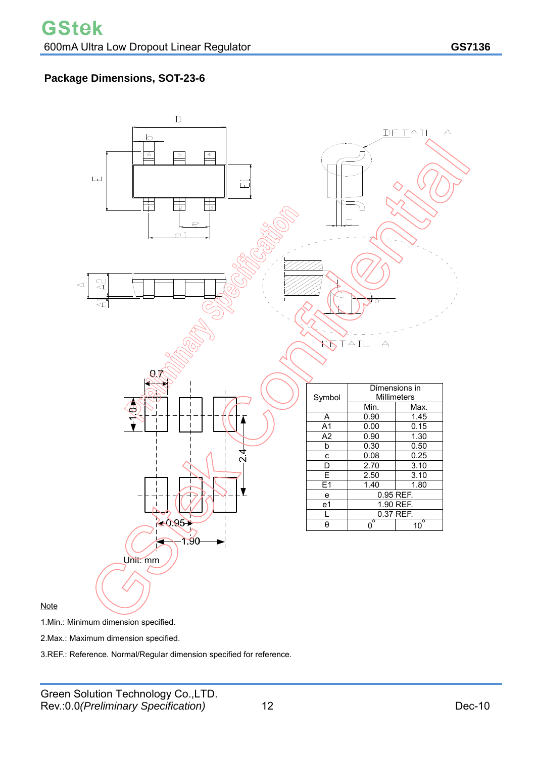## Package Dimensions, SOT-23-6

| Symbol | Dimensions in Millimeters | |
|---|---|---|
| | Min. | Max. |
| A | 0.90 | 1.45 |
| A1 | 0.00 | 0.15 |
| A2 | 0.90 | 1.30 |
| b | 0.30 | 0.50 |
| c | 0.08 | 0.25 |
| D | 2.70 | 3.10 |
| E | 2.50 | 3.10 |
| E1 | 1.40 | 1.80 |
| e | 0.95 REF. | |
| e1 | 1.90 REF. | |
| L | 0.37 REF. | |
| θ | 0° | 10° |

Unit: mm

Note

1.Min.: Minimum dimension specified.

2.Max.: Maximum dimension specified.

3.REF.: Reference. Normal/Regular dimension specified for reference.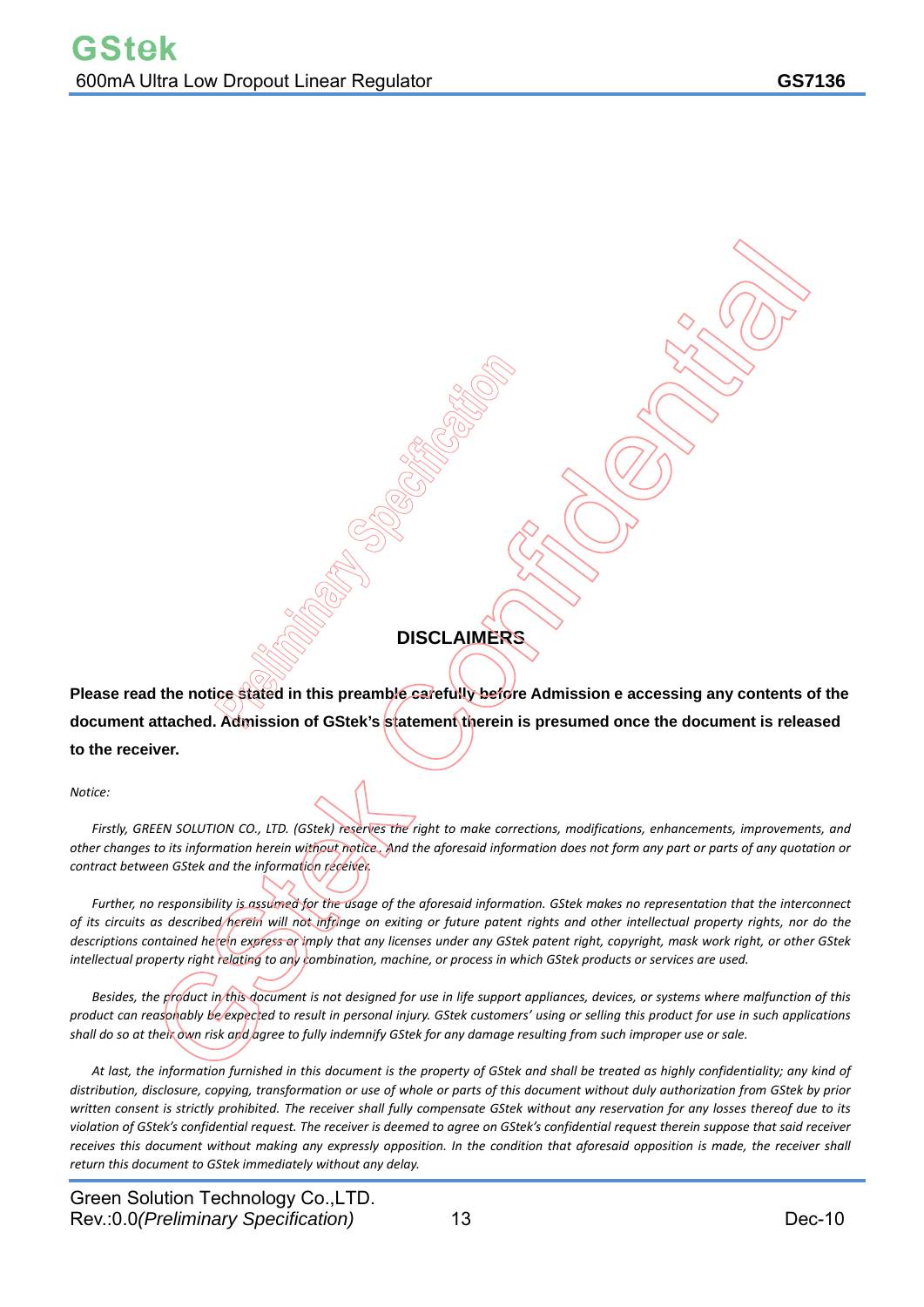## DISCLAIMERS

**Please read the notice stated in this preamble carefully before Admission e accessing any contents of the document attached. Admission of GStek's statement therein is presumed once the document is released to the receiver.**

*Notice:*

*Firstly, GREEN SOLUTION CO., LTD. (GStek) reserves the right to make corrections, modifications, enhancements, improvements, and other changes to its information herein without notice.. And the aforesaid information does not form any part or parts of any quotation or contract between GStek and the information receiver.*

*Further, no responsibility is assumed for the usage of the aforesaid information. GStek makes no representation that the interconnect of its circuits as described herein will not infringe on exiting or future patent rights and other intellectual property rights, nor do the descriptions contained herein express or imply that any licenses under any GStek patent right, copyright, mask work right, or other GStek intellectual property right relating to any combination, machine, or process in which GStek products or services are used.*

*Besides, the product in this document is not designed for use in life support appliances, devices, or systems where malfunction of this product can reasonably be expected to result in personal injury. GStek customers' using or selling this product for use in such applications shall do so at their own risk and agree to fully indemnify GStek for any damage resulting from such improper use or sale.*

*At last, the information furnished in this document is the property of GStek and shall be treated as highly confidentiality; any kind of distribution, disclosure, copying, transformation or use of whole or parts of this document without duly authorization from GStek by prior written consent is strictly prohibited. The receiver shall fully compensate GStek without any reservation for any losses thereof due to its violation of GStek's confidential request. The receiver is deemed to agree on GStek's confidential request therein suppose that said receiver receives this document without making any expressly opposition. In the condition that aforesaid opposition is made, the receiver shall return this document to GStek immediately without any delay.*